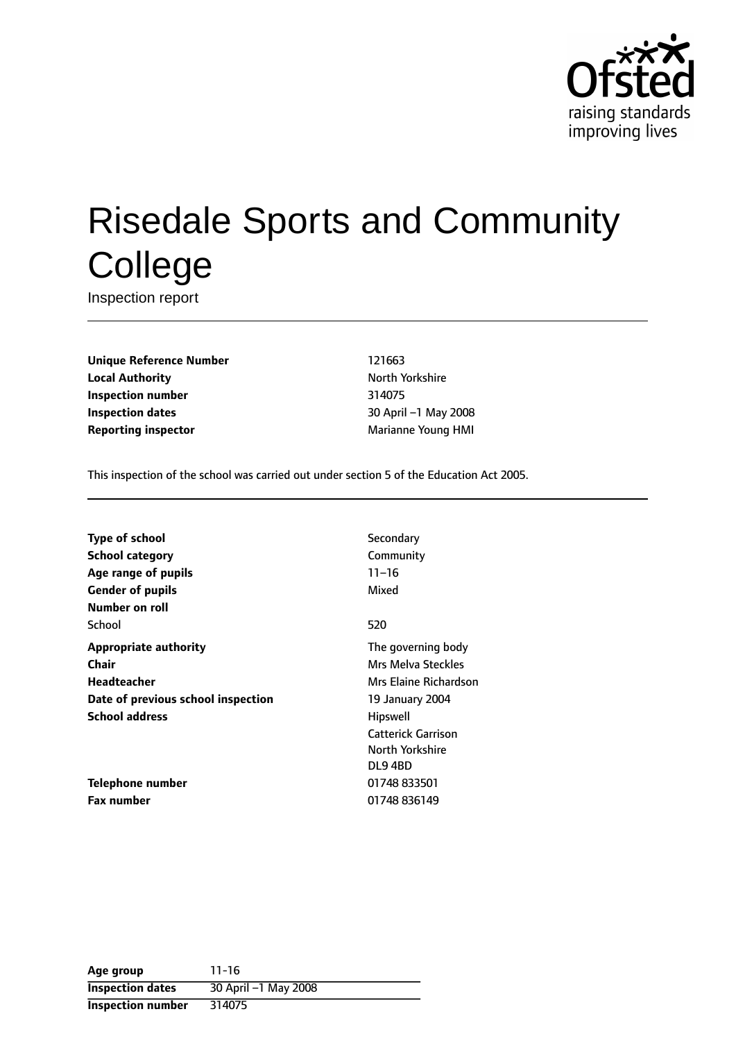# Risedale Sports and Community College

Inspection report

| | |
|---|---|
| **Unique Reference Number** | 121663 |
| **Local Authority** | North Yorkshire |
| **Inspection number** | 314075 |
| **Inspection dates** | 30 April –1 May 2008 |
| **Reporting inspector** | Marianne Young HMI |

This inspection of the school was carried out under section 5 of the Education Act 2005.

| | |
|---|---|
| **Type of school** | Secondary |
| **School category** | Community |
| **Age range of pupils** | 11–16 |
| **Gender of pupils** | Mixed |
| **Number on roll** | |
| School | 520 |
| **Appropriate authority** | The governing body |
| **Chair** | Mrs Melva Steckles |
| **Headteacher** | Mrs Elaine Richardson |
| **Date of previous school inspection** | 19 January 2004 |
| **School address** | Hipswell<br>Catterick Garrison<br>North Yorkshire<br>DL9 4BD |
| **Telephone number** | 01748 833501 |
| **Fax number** | 01748 836149 |

| | |
|---|---|
| **Age group** | 11-16 |
| **Inspection dates** | 30 April –1 May 2008 |
| **Inspection number** | 314075 |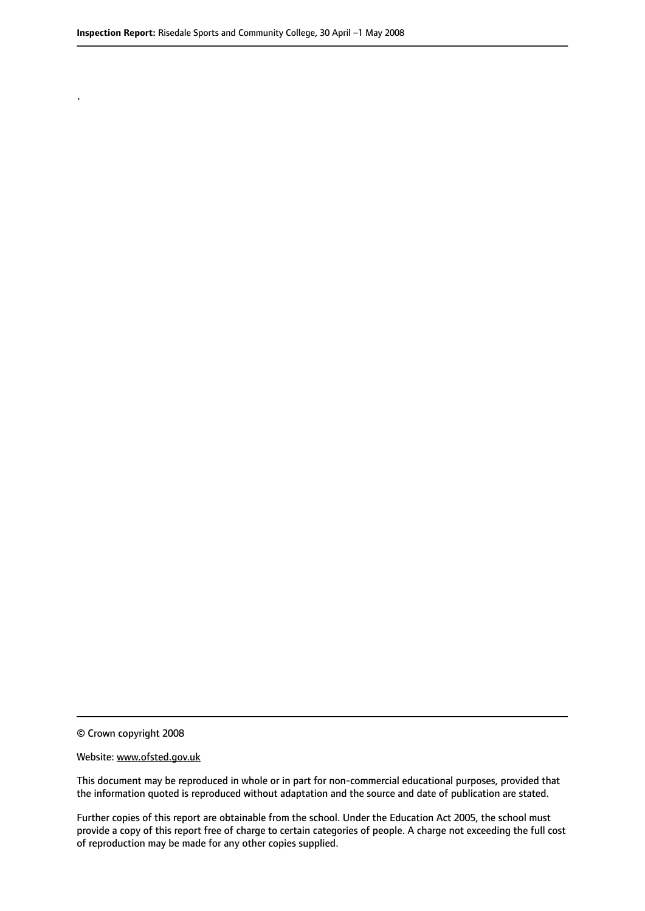.

© Crown copyright 2008

Website: www.ofsted.gov.uk

This document may be reproduced in whole or in part for non-commercial educational purposes, provided that the information quoted is reproduced without adaptation and the source and date of publication are stated.

Further copies of this report are obtainable from the school. Under the Education Act 2005, the school must provide a copy of this report free of charge to certain categories of people. A charge not exceeding the full cost of reproduction may be made for any other copies supplied.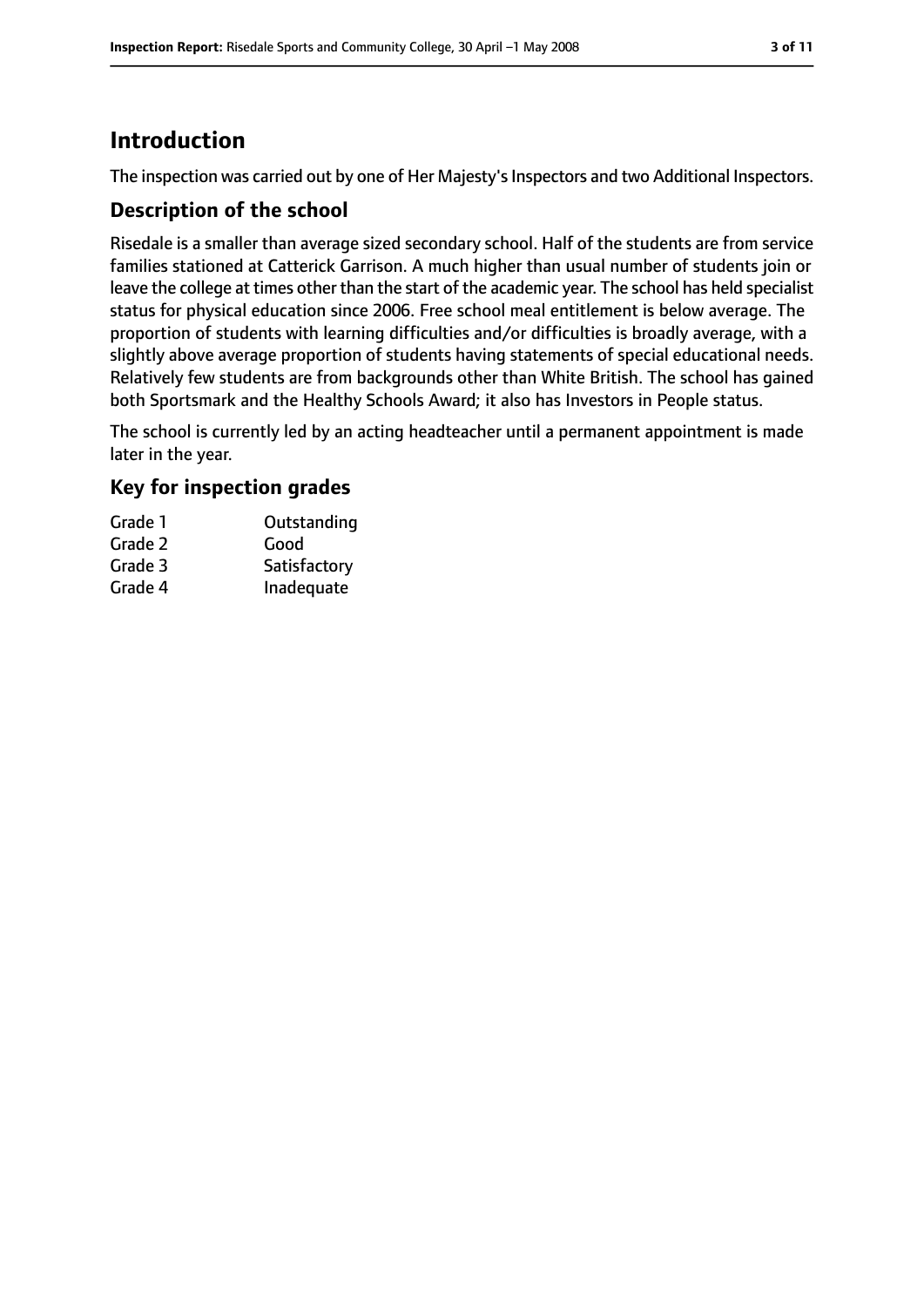# Introduction

The inspection was carried out by one of Her Majesty's Inspectors and two Additional Inspectors.

## Description of the school

Risedale is a smaller than average sized secondary school. Half of the students are from service families stationed at Catterick Garrison. A much higher than usual number of students join or leave the college at times other than the start of the academic year. The school has held specialist status for physical education since 2006. Free school meal entitlement is below average. The proportion of students with learning difficulties and/or difficulties is broadly average, with a slightly above average proportion of students having statements of special educational needs. Relatively few students are from backgrounds other than White British. The school has gained both Sportsmark and the Healthy Schools Award; it also has Investors in People status.

The school is currently led by an acting headteacher until a permanent appointment is made later in the year.

## Key for inspection grades

| | |
|---|---|
| Grade 1 | Outstanding |
| Grade 2 | Good |
| Grade 3 | Satisfactory |
| Grade 4 | Inadequate |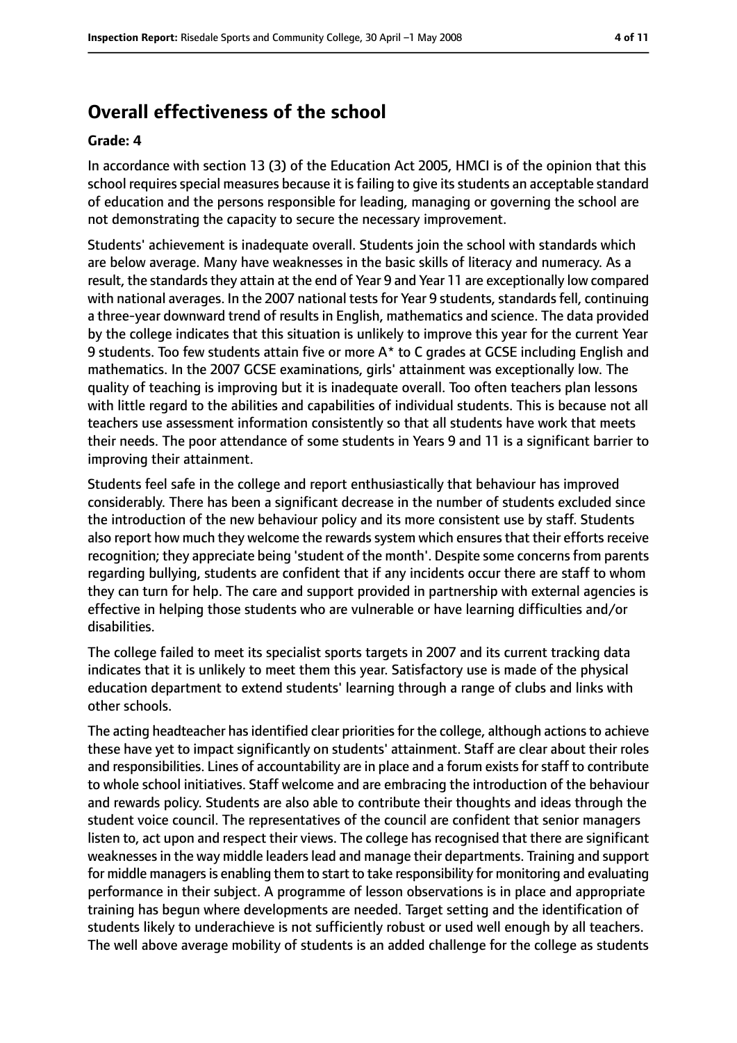## Overall effectiveness of the school

### Grade: 4

In accordance with section 13 (3) of the Education Act 2005, HMCI is of the opinion that this school requires special measures because it is failing to give its students an acceptable standard of education and the persons responsible for leading, managing or governing the school are not demonstrating the capacity to secure the necessary improvement.

Students' achievement is inadequate overall. Students join the school with standards which are below average. Many have weaknesses in the basic skills of literacy and numeracy. As a result, the standards they attain at the end of Year 9 and Year 11 are exceptionally low compared with national averages. In the 2007 national tests for Year 9 students, standards fell, continuing a three-year downward trend of results in English, mathematics and science. The data provided by the college indicates that this situation is unlikely to improve this year for the current Year 9 students. Too few students attain five or more A* to C grades at GCSE including English and mathematics. In the 2007 GCSE examinations, girls' attainment was exceptionally low. The quality of teaching is improving but it is inadequate overall. Too often teachers plan lessons with little regard to the abilities and capabilities of individual students. This is because not all teachers use assessment information consistently so that all students have work that meets their needs. The poor attendance of some students in Years 9 and 11 is a significant barrier to improving their attainment.

Students feel safe in the college and report enthusiastically that behaviour has improved considerably. There has been a significant decrease in the number of students excluded since the introduction of the new behaviour policy and its more consistent use by staff. Students also report how much they welcome the rewards system which ensures that their efforts receive recognition; they appreciate being 'student of the month'. Despite some concerns from parents regarding bullying, students are confident that if any incidents occur there are staff to whom they can turn for help. The care and support provided in partnership with external agencies is effective in helping those students who are vulnerable or have learning difficulties and/or disabilities.

The college failed to meet its specialist sports targets in 2007 and its current tracking data indicates that it is unlikely to meet them this year. Satisfactory use is made of the physical education department to extend students' learning through a range of clubs and links with other schools.

The acting headteacher has identified clear priorities for the college, although actions to achieve these have yet to impact significantly on students' attainment. Staff are clear about their roles and responsibilities. Lines of accountability are in place and a forum exists for staff to contribute to whole school initiatives. Staff welcome and are embracing the introduction of the behaviour and rewards policy. Students are also able to contribute their thoughts and ideas through the student voice council. The representatives of the council are confident that senior managers listen to, act upon and respect their views. The college has recognised that there are significant weaknesses in the way middle leaders lead and manage their departments. Training and support for middle managers is enabling them to start to take responsibility for monitoring and evaluating performance in their subject. A programme of lesson observations is in place and appropriate training has begun where developments are needed. Target setting and the identification of students likely to underachieve is not sufficiently robust or used well enough by all teachers. The well above average mobility of students is an added challenge for the college as students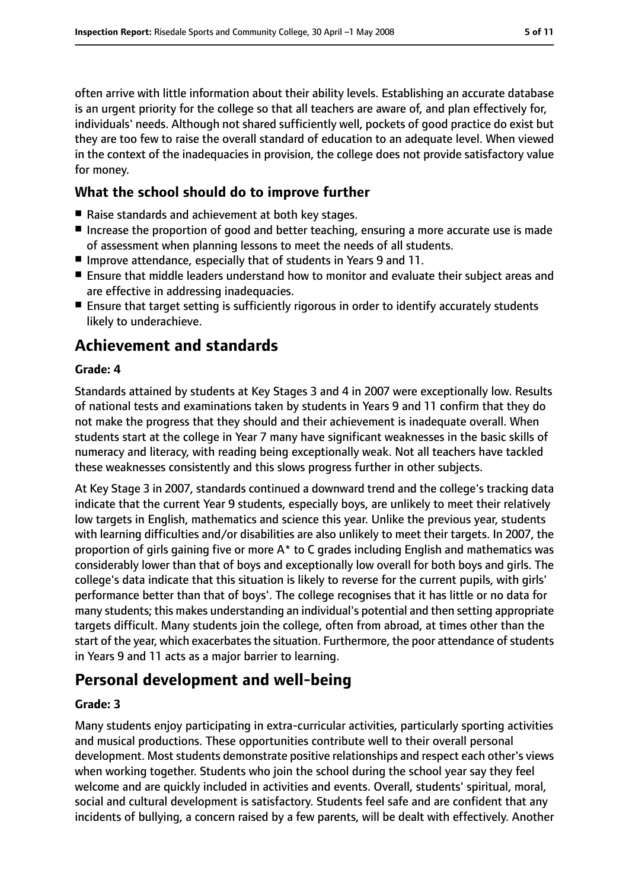often arrive with little information about their ability levels. Establishing an accurate database is an urgent priority for the college so that all teachers are aware of, and plan effectively for, individuals' needs. Although not shared sufficiently well, pockets of good practice do exist but they are too few to raise the overall standard of education to an adequate level. When viewed in the context of the inadequacies in provision, the college does not provide satisfactory value for money.

### What the school should do to improve further

- Raise standards and achievement at both key stages.
- Increase the proportion of good and better teaching, ensuring a more accurate use is made of assessment when planning lessons to meet the needs of all students.
- Improve attendance, especially that of students in Years 9 and 11.
- Ensure that middle leaders understand how to monitor and evaluate their subject areas and are effective in addressing inadequacies.
- Ensure that target setting is sufficiently rigorous in order to identify accurately students likely to underachieve.

## Achievement and standards

**Grade: 4**

Standards attained by students at Key Stages 3 and 4 in 2007 were exceptionally low. Results of national tests and examinations taken by students in Years 9 and 11 confirm that they do not make the progress that they should and their achievement is inadequate overall. When students start at the college in Year 7 many have significant weaknesses in the basic skills of numeracy and literacy, with reading being exceptionally weak. Not all teachers have tackled these weaknesses consistently and this slows progress further in other subjects.

At Key Stage 3 in 2007, standards continued a downward trend and the college's tracking data indicate that the current Year 9 students, especially boys, are unlikely to meet their relatively low targets in English, mathematics and science this year. Unlike the previous year, students with learning difficulties and/or disabilities are also unlikely to meet their targets. In 2007, the proportion of girls gaining five or more A* to C grades including English and mathematics was considerably lower than that of boys and exceptionally low overall for both boys and girls. The college's data indicate that this situation is likely to reverse for the current pupils, with girls' performance better than that of boys'. The college recognises that it has little or no data for many students; this makes understanding an individual's potential and then setting appropriate targets difficult. Many students join the college, often from abroad, at times other than the start of the year, which exacerbates the situation. Furthermore, the poor attendance of students in Years 9 and 11 acts as a major barrier to learning.

## Personal development and well-being

**Grade: 3**

Many students enjoy participating in extra-curricular activities, particularly sporting activities and musical productions. These opportunities contribute well to their overall personal development. Most students demonstrate positive relationships and respect each other's views when working together. Students who join the school during the school year say they feel welcome and are quickly included in activities and events. Overall, students' spiritual, moral, social and cultural development is satisfactory. Students feel safe and are confident that any incidents of bullying, a concern raised by a few parents, will be dealt with effectively. Another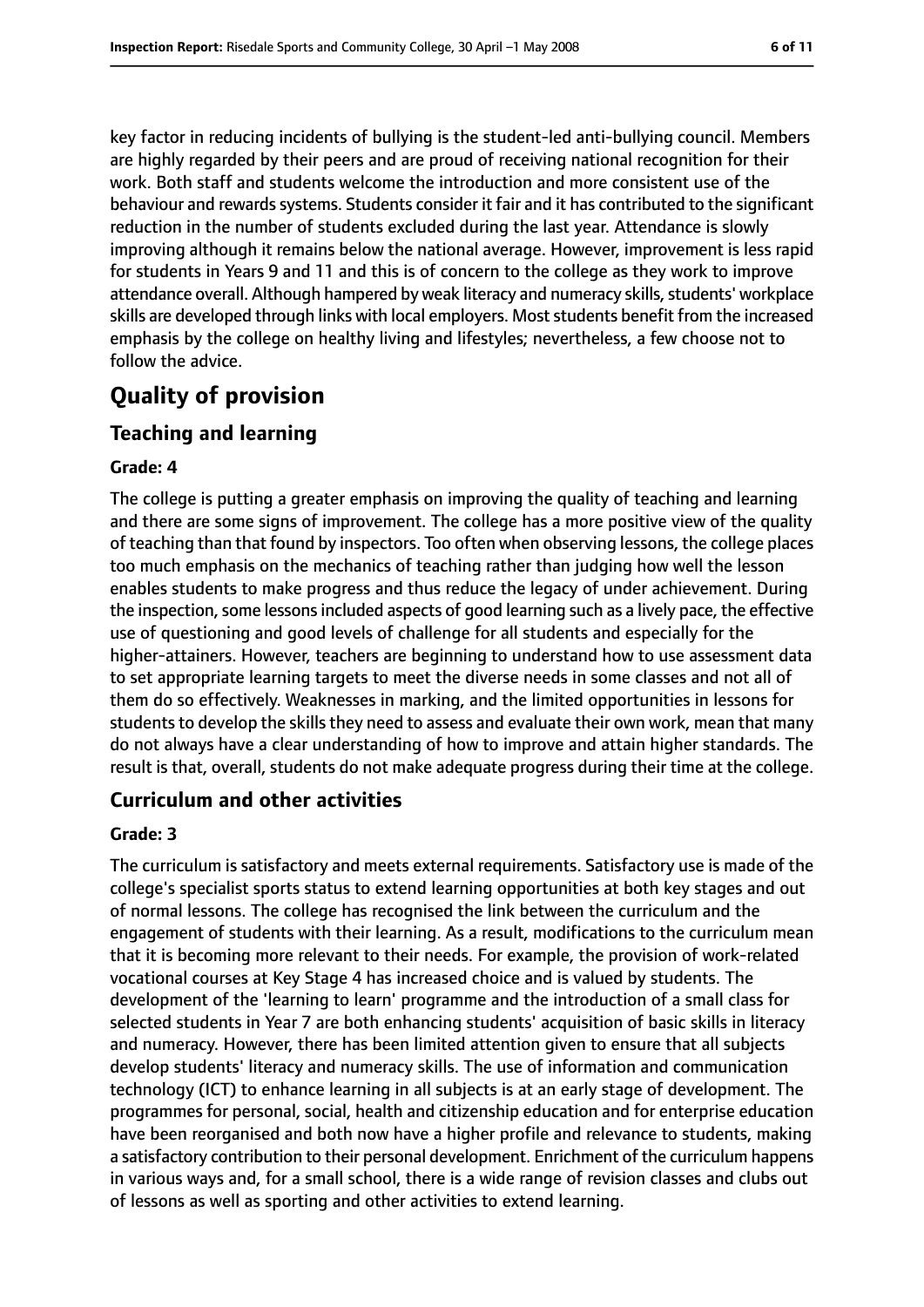key factor in reducing incidents of bullying is the student-led anti-bullying council. Members are highly regarded by their peers and are proud of receiving national recognition for their work. Both staff and students welcome the introduction and more consistent use of the behaviour and rewards systems. Students consider it fair and it has contributed to the significant reduction in the number of students excluded during the last year. Attendance is slowly improving although it remains below the national average. However, improvement is less rapid for students in Years 9 and 11 and this is of concern to the college as they work to improve attendance overall. Although hampered by weak literacy and numeracy skills, students' workplace skills are developed through links with local employers. Most students benefit from the increased emphasis by the college on healthy living and lifestyles; nevertheless, a few choose not to follow the advice.

# Quality of provision

## Teaching and learning

#### Grade: 4

The college is putting a greater emphasis on improving the quality of teaching and learning and there are some signs of improvement. The college has a more positive view of the quality of teaching than that found by inspectors. Too often when observing lessons, the college places too much emphasis on the mechanics of teaching rather than judging how well the lesson enables students to make progress and thus reduce the legacy of under achievement. During the inspection, some lessons included aspects of good learning such as a lively pace, the effective use of questioning and good levels of challenge for all students and especially for the higher-attainers. However, teachers are beginning to understand how to use assessment data to set appropriate learning targets to meet the diverse needs in some classes and not all of them do so effectively. Weaknesses in marking, and the limited opportunities in lessons for students to develop the skills they need to assess and evaluate their own work, mean that many do not always have a clear understanding of how to improve and attain higher standards. The result is that, overall, students do not make adequate progress during their time at the college.

## Curriculum and other activities

#### Grade: 3

The curriculum is satisfactory and meets external requirements. Satisfactory use is made of the college's specialist sports status to extend learning opportunities at both key stages and out of normal lessons. The college has recognised the link between the curriculum and the engagement of students with their learning. As a result, modifications to the curriculum mean that it is becoming more relevant to their needs. For example, the provision of work-related vocational courses at Key Stage 4 has increased choice and is valued by students. The development of the 'learning to learn' programme and the introduction of a small class for selected students in Year 7 are both enhancing students' acquisition of basic skills in literacy and numeracy. However, there has been limited attention given to ensure that all subjects develop students' literacy and numeracy skills. The use of information and communication technology (ICT) to enhance learning in all subjects is at an early stage of development. The programmes for personal, social, health and citizenship education and for enterprise education have been reorganised and both now have a higher profile and relevance to students, making a satisfactory contribution to their personal development. Enrichment of the curriculum happens in various ways and, for a small school, there is a wide range of revision classes and clubs out of lessons as well as sporting and other activities to extend learning.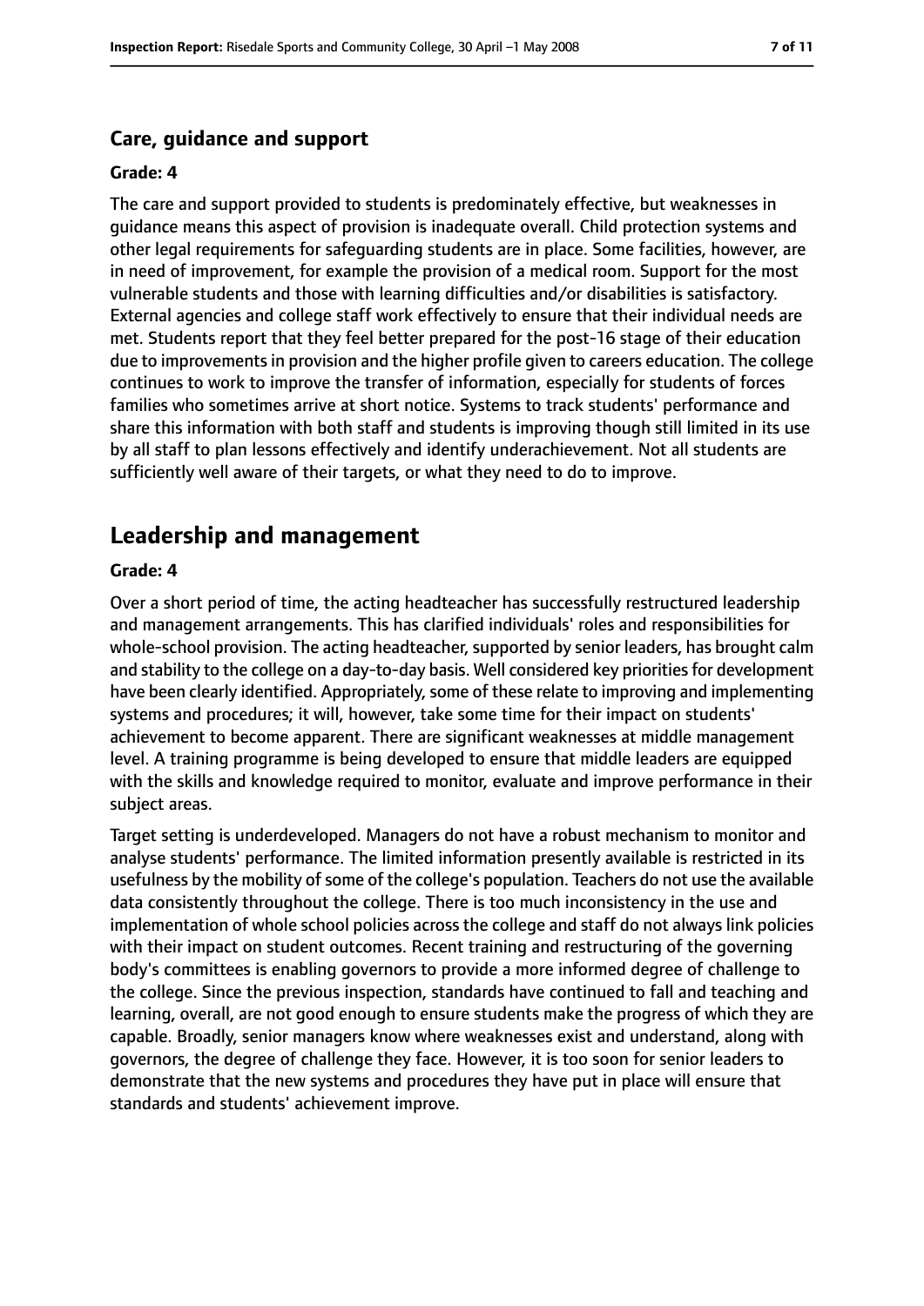### Care, guidance and support

#### Grade: 4

The care and support provided to students is predominately effective, but weaknesses in guidance means this aspect of provision is inadequate overall. Child protection systems and other legal requirements for safeguarding students are in place. Some facilities, however, are in need of improvement, for example the provision of a medical room. Support for the most vulnerable students and those with learning difficulties and/or disabilities is satisfactory. External agencies and college staff work effectively to ensure that their individual needs are met. Students report that they feel better prepared for the post-16 stage of their education due to improvements in provision and the higher profile given to careers education. The college continues to work to improve the transfer of information, especially for students of forces families who sometimes arrive at short notice. Systems to track students' performance and share this information with both staff and students is improving though still limited in its use by all staff to plan lessons effectively and identify underachievement. Not all students are sufficiently well aware of their targets, or what they need to do to improve.

## Leadership and management

#### Grade: 4

Over a short period of time, the acting headteacher has successfully restructured leadership and management arrangements. This has clarified individuals' roles and responsibilities for whole-school provision. The acting headteacher, supported by senior leaders, has brought calm and stability to the college on a day-to-day basis. Well considered key priorities for development have been clearly identified. Appropriately, some of these relate to improving and implementing systems and procedures; it will, however, take some time for their impact on students' achievement to become apparent. There are significant weaknesses at middle management level. A training programme is being developed to ensure that middle leaders are equipped with the skills and knowledge required to monitor, evaluate and improve performance in their subject areas.

Target setting is underdeveloped. Managers do not have a robust mechanism to monitor and analyse students' performance. The limited information presently available is restricted in its usefulness by the mobility of some of the college's population. Teachers do not use the available data consistently throughout the college. There is too much inconsistency in the use and implementation of whole school policies across the college and staff do not always link policies with their impact on student outcomes. Recent training and restructuring of the governing body's committees is enabling governors to provide a more informed degree of challenge to the college. Since the previous inspection, standards have continued to fall and teaching and learning, overall, are not good enough to ensure students make the progress of which they are capable. Broadly, senior managers know where weaknesses exist and understand, along with governors, the degree of challenge they face. However, it is too soon for senior leaders to demonstrate that the new systems and procedures they have put in place will ensure that standards and students' achievement improve.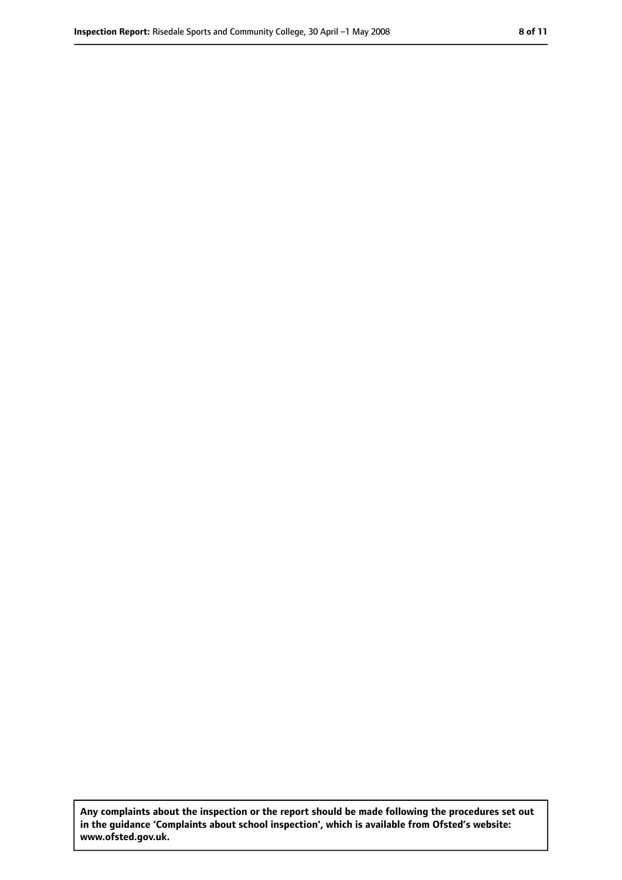**Any complaints about the inspection or the report should be made following the procedures set out in the guidance 'Complaints about school inspection', which is available from Ofsted's website: www.ofsted.gov.uk.**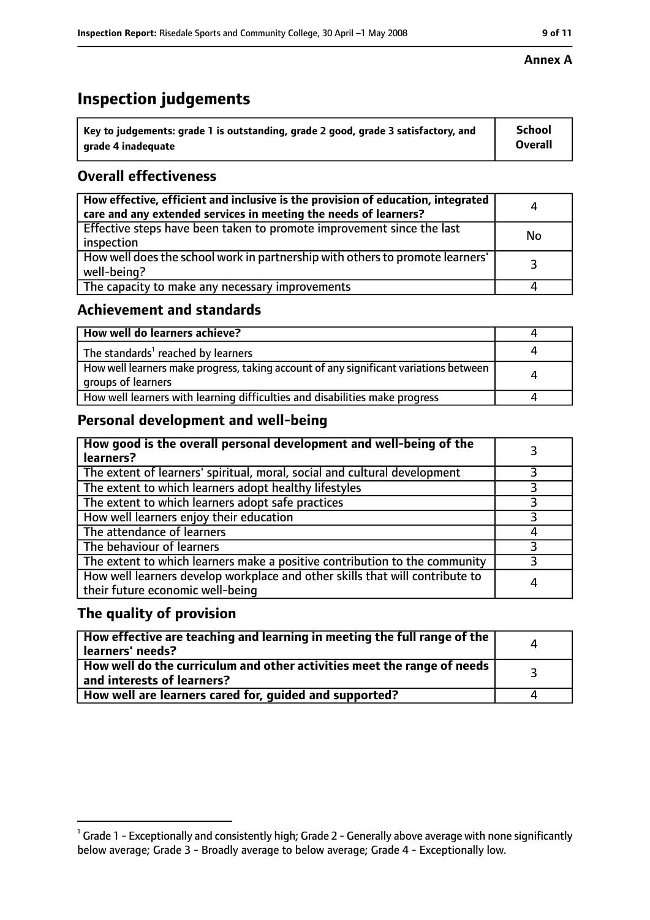**Annex A**

# Inspection judgements

| Key to judgements: grade 1 is outstanding, grade 2 good, grade 3 satisfactory, and grade 4 inadequate | School Overall |
|---|---|

## Overall effectiveness

| | |
|---|---|
| How effective, efficient and inclusive is the provision of education, integrated care and any extended services in meeting the needs of learners? | 4 |
| Effective steps have been taken to promote improvement since the last inspection | No |
| How well does the school work in partnership with others to promote learners' well-being? | 3 |
| The capacity to make any necessary improvements | 4 |

## Achievement and standards

| | |
|---|---|
| How well do learners achieve? | 4 |
| The standards[1] reached by learners | 4 |
| How well learners make progress, taking account of any significant variations between groups of learners | 4 |
| How well learners with learning difficulties and disabilities make progress | 4 |

## Personal development and well-being

| | |
|---|---|
| How good is the overall personal development and well-being of the learners? | 3 |
| The extent of learners' spiritual, moral, social and cultural development | 3 |
| The extent to which learners adopt healthy lifestyles | 3 |
| The extent to which learners adopt safe practices | 3 |
| How well learners enjoy their education | 3 |
| The attendance of learners | 4 |
| The behaviour of learners | 3 |
| The extent to which learners make a positive contribution to the community | 3 |
| How well learners develop workplace and other skills that will contribute to their future economic well-being | 4 |

## The quality of provision

| | |
|---|---|
| How effective are teaching and learning in meeting the full range of the learners' needs? | 4 |
| How well do the curriculum and other activities meet the range of needs and interests of learners? | 3 |
| How well are learners cared for, guided and supported? | 4 |

[1] Grade 1 - Exceptionally and consistently high; Grade 2 - Generally above average with none significantly below average; Grade 3 - Broadly average to below average; Grade 4 - Exceptionally low.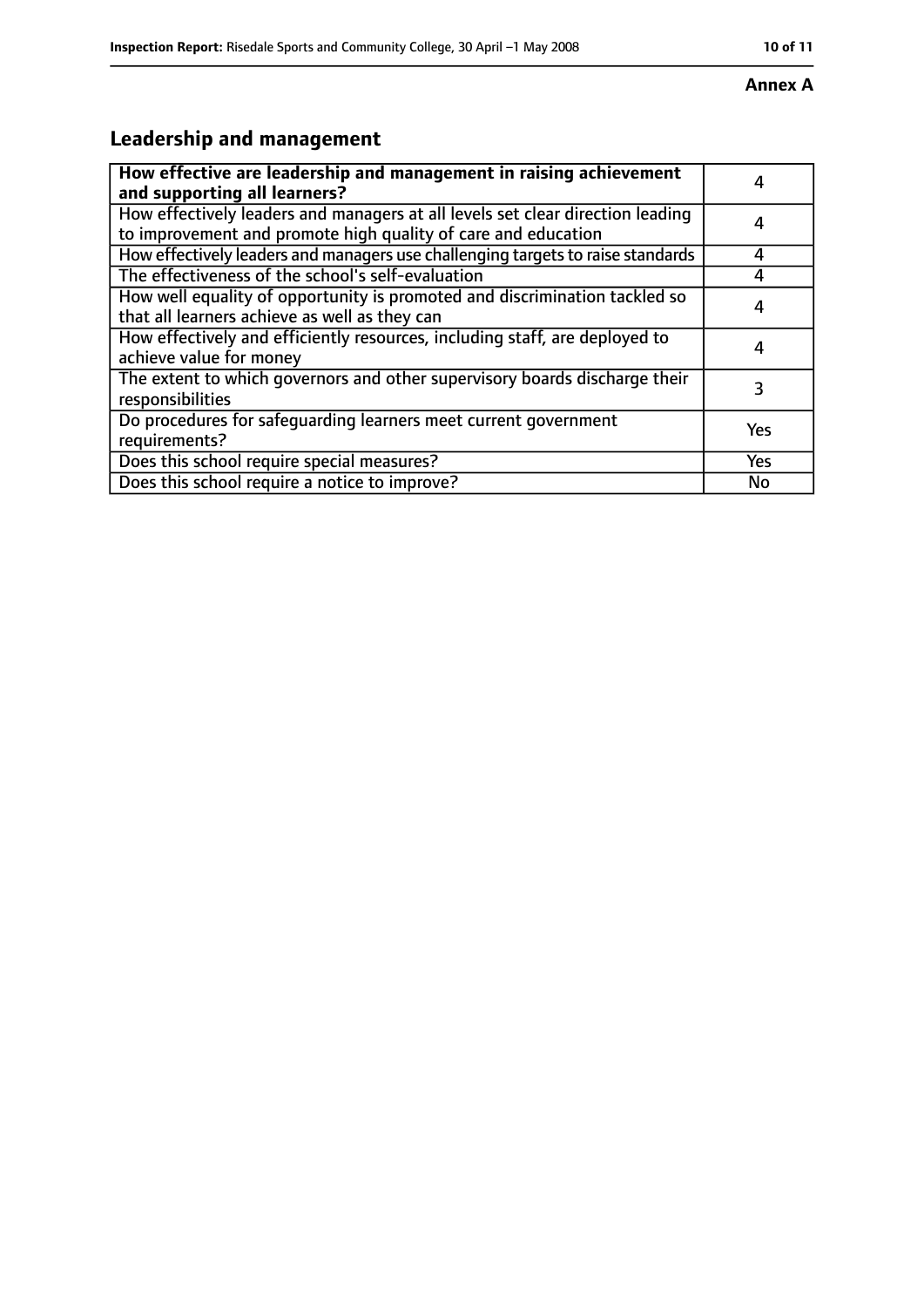**Annex A**

## Leadership and management

| How effective are leadership and management in raising achievement and supporting all learners? | 4 |
|---|---|
| How effectively leaders and managers at all levels set clear direction leading to improvement and promote high quality of care and education | 4 |
| How effectively leaders and managers use challenging targets to raise standards | 4 |
| The effectiveness of the school's self-evaluation | 4 |
| How well equality of opportunity is promoted and discrimination tackled so that all learners achieve as well as they can | 4 |
| How effectively and efficiently resources, including staff, are deployed to achieve value for money | 4 |
| The extent to which governors and other supervisory boards discharge their responsibilities | 3 |
| Do procedures for safeguarding learners meet current government requirements? | Yes |
| Does this school require special measures? | Yes |
| Does this school require a notice to improve? | No |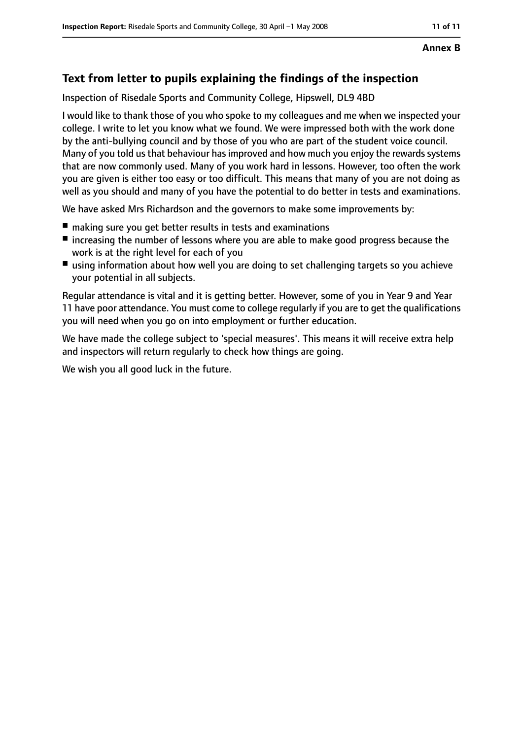**Annex B**

## Text from letter to pupils explaining the findings of the inspection

Inspection of Risedale Sports and Community College, Hipswell, DL9 4BD

I would like to thank those of you who spoke to my colleagues and me when we inspected your college. I write to let you know what we found. We were impressed both with the work done by the anti-bullying council and by those of you who are part of the student voice council. Many of you told us that behaviour has improved and how much you enjoy the rewards systems that are now commonly used. Many of you work hard in lessons. However, too often the work you are given is either too easy or too difficult. This means that many of you are not doing as well as you should and many of you have the potential to do better in tests and examinations.

We have asked Mrs Richardson and the governors to make some improvements by:

- making sure you get better results in tests and examinations
- increasing the number of lessons where you are able to make good progress because the work is at the right level for each of you
- using information about how well you are doing to set challenging targets so you achieve your potential in all subjects.

Regular attendance is vital and it is getting better. However, some of you in Year 9 and Year 11 have poor attendance. You must come to college regularly if you are to get the qualifications you will need when you go on into employment or further education.

We have made the college subject to 'special measures'. This means it will receive extra help and inspectors will return regularly to check how things are going.

We wish you all good luck in the future.